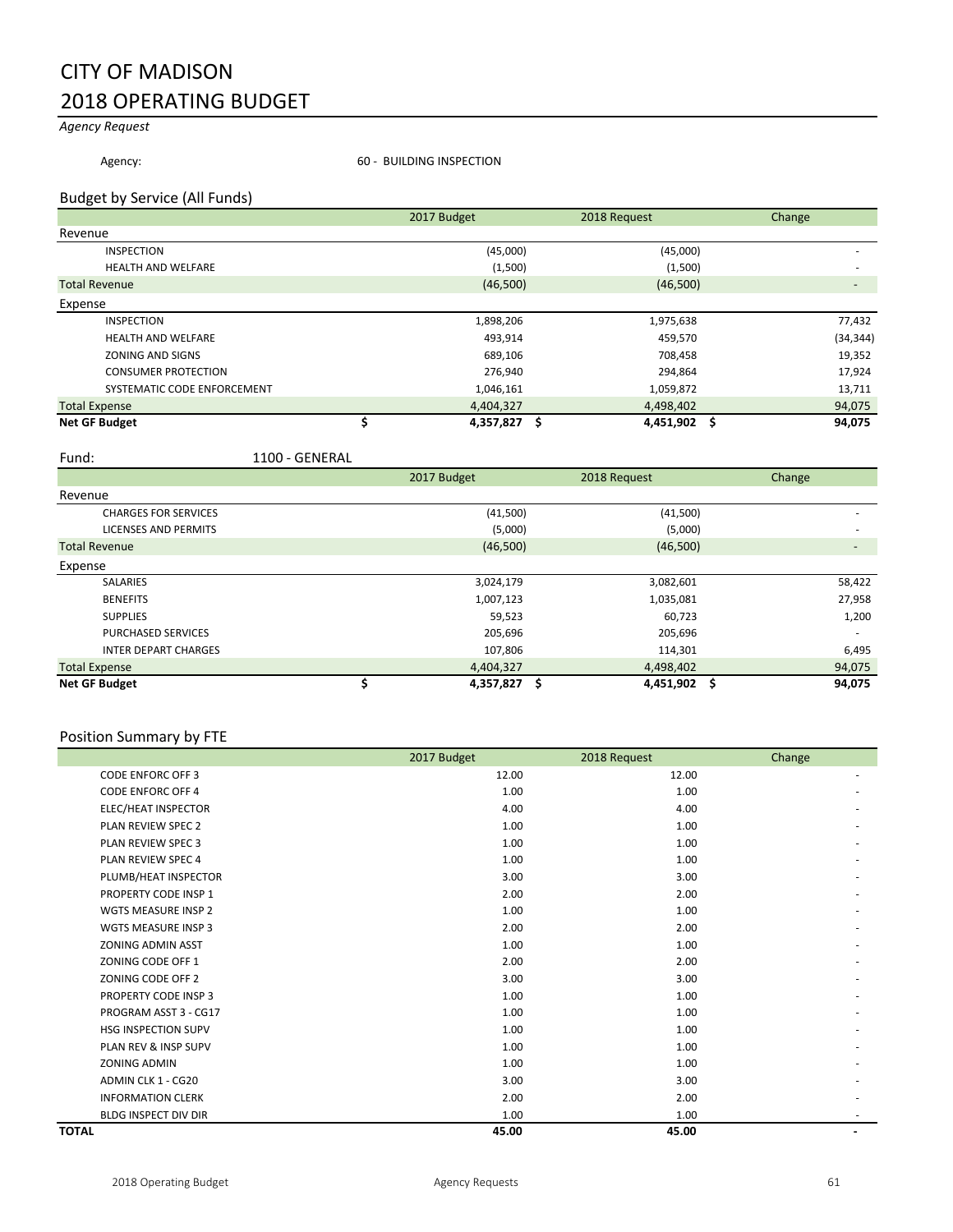# CITY OF MADISON
# 2018 OPERATING BUDGET

*Agency Request*

Agency: 60 - BUILDING INSPECTION

## Budget by Service (All Funds)

| | 2017 Budget | 2018 Request | Change |
|---|---|---|---|
| **Revenue** | | | |
| INSPECTION | (45,000) | (45,000) | - |
| HEALTH AND WELFARE | (1,500) | (1,500) | - |
| Total Revenue | (46,500) | (46,500) | - |
| **Expense** | | | |
| INSPECTION | 1,898,206 | 1,975,638 | 77,432 |
| HEALTH AND WELFARE | 493,914 | 459,570 | (34,344) |
| ZONING AND SIGNS | 689,106 | 708,458 | 19,352 |
| CONSUMER PROTECTION | 276,940 | 294,864 | 17,924 |
| SYSTEMATIC CODE ENFORCEMENT | 1,046,161 | 1,059,872 | 13,711 |
| Total Expense | 4,404,327 | 4,498,402 | 94,075 |
| **Net GF Budget** | **$ 4,357,827** | **$ 4,451,902** | **$ 94,075** |

Fund: 1100 - GENERAL

| | 2017 Budget | 2018 Request | Change |
|---|---|---|---|
| **Revenue** | | | |
| CHARGES FOR SERVICES | (41,500) | (41,500) | - |
| LICENSES AND PERMITS | (5,000) | (5,000) | - |
| Total Revenue | (46,500) | (46,500) | - |
| **Expense** | | | |
| SALARIES | 3,024,179 | 3,082,601 | 58,422 |
| BENEFITS | 1,007,123 | 1,035,081 | 27,958 |
| SUPPLIES | 59,523 | 60,723 | 1,200 |
| PURCHASED SERVICES | 205,696 | 205,696 | - |
| INTER DEPART CHARGES | 107,806 | 114,301 | 6,495 |
| Total Expense | 4,404,327 | 4,498,402 | 94,075 |
| **Net GF Budget** | **$ 4,357,827** | **$ 4,451,902** | **$ 94,075** |

## Position Summary by FTE

| | 2017 Budget | 2018 Request | Change |
|---|---|---|---|
| CODE ENFORC OFF 3 | 12.00 | 12.00 | - |
| CODE ENFORC OFF 4 | 1.00 | 1.00 | - |
| ELEC/HEAT INSPECTOR | 4.00 | 4.00 | - |
| PLAN REVIEW SPEC 2 | 1.00 | 1.00 | - |
| PLAN REVIEW SPEC 3 | 1.00 | 1.00 | - |
| PLAN REVIEW SPEC 4 | 1.00 | 1.00 | - |
| PLUMB/HEAT INSPECTOR | 3.00 | 3.00 | - |
| PROPERTY CODE INSP 1 | 2.00 | 2.00 | - |
| WGTS MEASURE INSP 2 | 1.00 | 1.00 | - |
| WGTS MEASURE INSP 3 | 2.00 | 2.00 | - |
| ZONING ADMIN ASST | 1.00 | 1.00 | - |
| ZONING CODE OFF 1 | 2.00 | 2.00 | - |
| ZONING CODE OFF 2 | 3.00 | 3.00 | - |
| PROPERTY CODE INSP 3 | 1.00 | 1.00 | - |
| PROGRAM ASST 3 - CG17 | 1.00 | 1.00 | - |
| HSG INSPECTION SUPV | 1.00 | 1.00 | - |
| PLAN REV & INSP SUPV | 1.00 | 1.00 | - |
| ZONING ADMIN | 1.00 | 1.00 | - |
| ADMIN CLK 1 - CG20 | 3.00 | 3.00 | - |
| INFORMATION CLERK | 2.00 | 2.00 | - |
| BLDG INSPECT DIV DIR | 1.00 | 1.00 | - |
| **TOTAL** | **45.00** | **45.00** | **-** |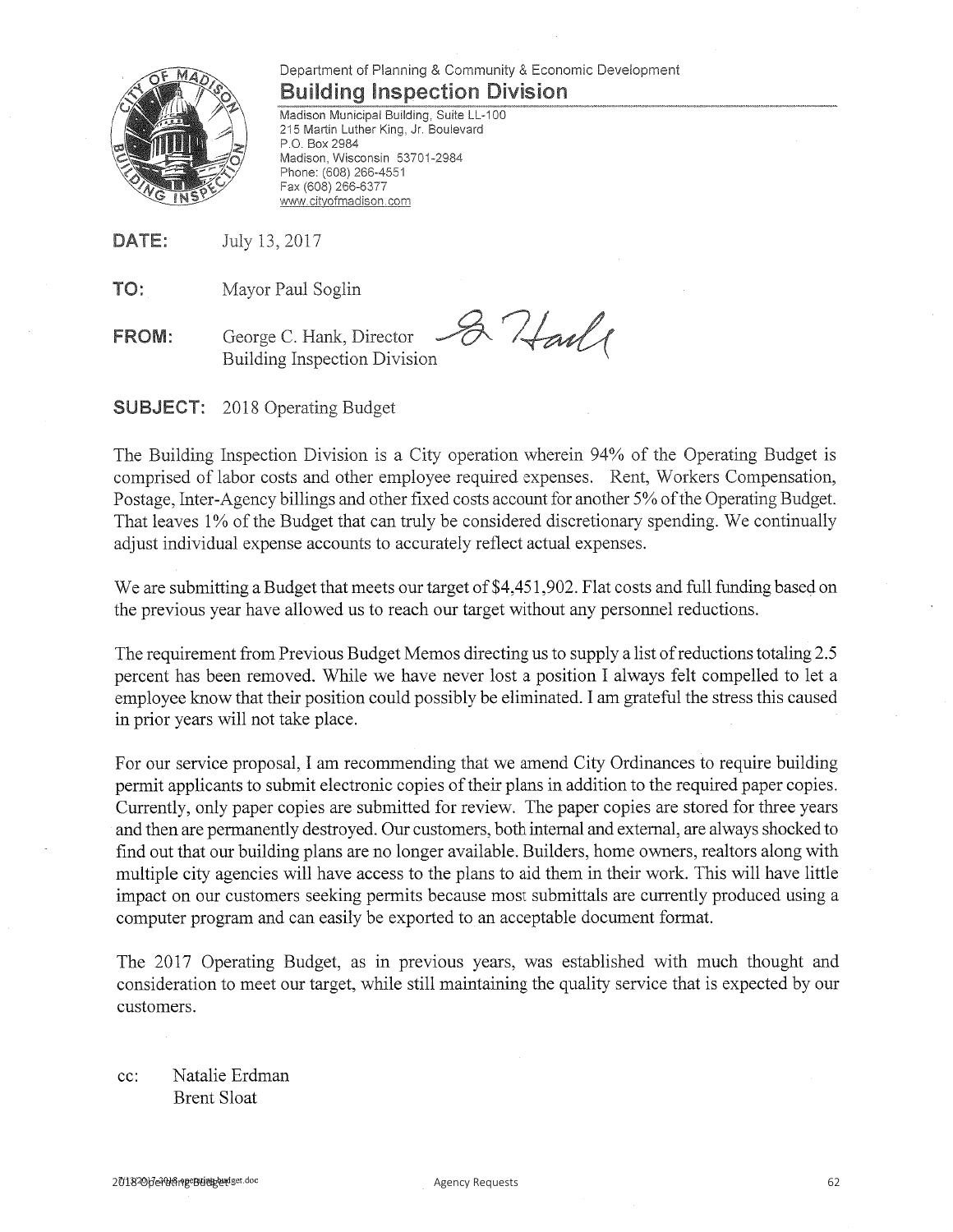Department of Planning & Community & Economic Development

## Building Inspection Division

Madison Municipal Building, Suite LL-100
215 Martin Luther King, Jr. Boulevard
P.O. Box 2984
Madison, Wisconsin 53701-2984
Phone: (608) 266-4551
Fax (608) 266-6377
www.cityofmadison.com

**DATE:** July 13, 2017

**TO:** Mayor Paul Soglin

**FROM:** George C. Hank, Director
Building Inspection Division

**SUBJECT:** 2018 Operating Budget

The Building Inspection Division is a City operation wherein 94% of the Operating Budget is comprised of labor costs and other employee required expenses. Rent, Workers Compensation, Postage, Inter-Agency billings and other fixed costs account for another 5% of the Operating Budget. That leaves 1% of the Budget that can truly be considered discretionary spending. We continually adjust individual expense accounts to accurately reflect actual expenses.

We are submitting a Budget that meets our target of $4,451,902. Flat costs and full funding based on the previous year have allowed us to reach our target without any personnel reductions.

The requirement from Previous Budget Memos directing us to supply a list of reductions totaling 2.5 percent has been removed. While we have never lost a position I always felt compelled to let a employee know that their position could possibly be eliminated. I am grateful the stress this caused in prior years will not take place.

For our service proposal, I am recommending that we amend City Ordinances to require building permit applicants to submit electronic copies of their plans in addition to the required paper copies. Currently, only paper copies are submitted for review. The paper copies are stored for three years and then are permanently destroyed. Our customers, both internal and external, are always shocked to find out that our building plans are no longer available. Builders, home owners, realtors along with multiple city agencies will have access to the plans to aid them in their work. This will have little impact on our customers seeking permits because most submittals are currently produced using a computer program and can easily be exported to an acceptable document format.

The 2017 Operating Budget, as in previous years, was established with much thought and consideration to meet our target, while still maintaining the quality service that is expected by our customers.

cc: Natalie Erdman
Brent Sloat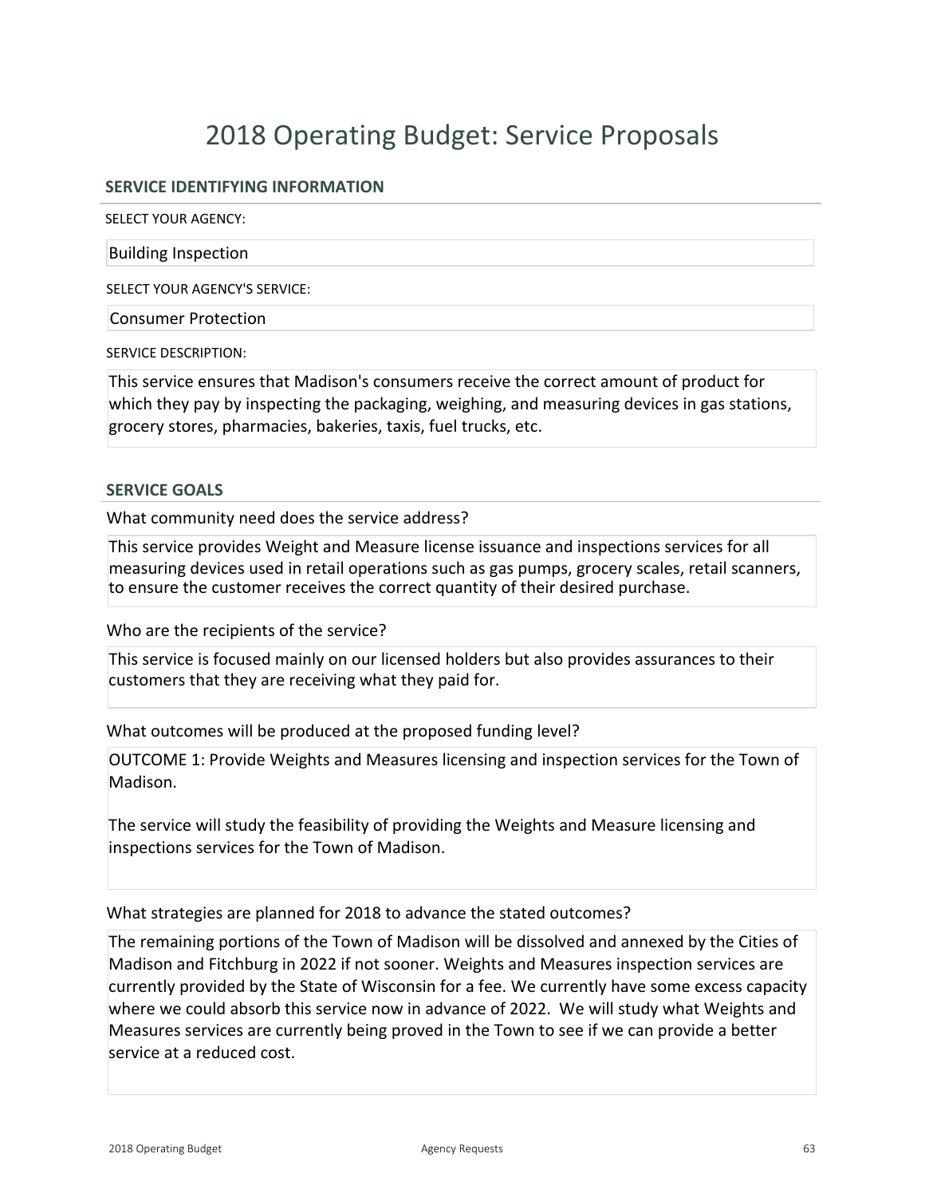# 2018 Operating Budget: Service Proposals

## SERVICE IDENTIFYING INFORMATION

SELECT YOUR AGENCY:

Building Inspection

SELECT YOUR AGENCY'S SERVICE:

Consumer Protection

SERVICE DESCRIPTION:

This service ensures that Madison's consumers receive the correct amount of product for which they pay by inspecting the packaging, weighing, and measuring devices in gas stations, grocery stores, pharmacies, bakeries, taxis, fuel trucks, etc.

## SERVICE GOALS

What community need does the service address?

This service provides Weight and Measure license issuance and inspections services for all measuring devices used in retail operations such as gas pumps, grocery scales, retail scanners, to ensure the customer receives the correct quantity of their desired purchase.

Who are the recipients of the service?

This service is focused mainly on our licensed holders but also provides assurances to their customers that they are receiving what they paid for.

What outcomes will be produced at the proposed funding level?

OUTCOME 1: Provide Weights and Measures licensing and inspection services for the Town of Madison.

The service will study the feasibility of providing the Weights and Measure licensing and inspections services for the Town of Madison.

What strategies are planned for 2018 to advance the stated outcomes?

The remaining portions of the Town of Madison will be dissolved and annexed by the Cities of Madison and Fitchburg in 2022 if not sooner. Weights and Measures inspection services are currently provided by the State of Wisconsin for a fee. We currently have some excess capacity where we could absorb this service now in advance of 2022. We will study what Weights and Measures services are currently being proved in the Town to see if we can provide a better service at a reduced cost.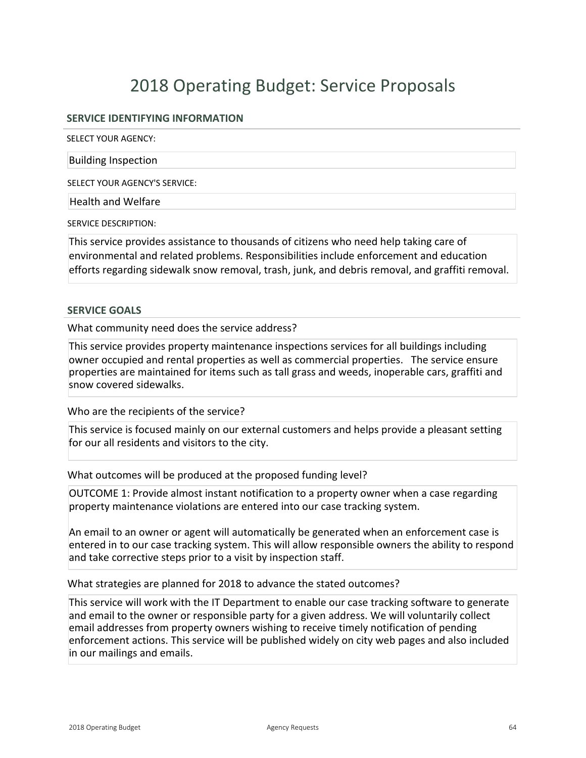# 2018 Operating Budget: Service Proposals

## SERVICE IDENTIFYING INFORMATION

SELECT YOUR AGENCY:

Building Inspection

SELECT YOUR AGENCY'S SERVICE:

Health and Welfare

SERVICE DESCRIPTION:

This service provides assistance to thousands of citizens who need help taking care of environmental and related problems. Responsibilities include enforcement and education efforts regarding sidewalk snow removal, trash, junk, and debris removal, and graffiti removal.

## SERVICE GOALS

What community need does the service address?

This service provides property maintenance inspections services for all buildings including owner occupied and rental properties as well as commercial properties. The service ensure properties are maintained for items such as tall grass and weeds, inoperable cars, graffiti and snow covered sidewalks.

Who are the recipients of the service?

This service is focused mainly on our external customers and helps provide a pleasant setting for our all residents and visitors to the city.

What outcomes will be produced at the proposed funding level?

OUTCOME 1: Provide almost instant notification to a property owner when a case regarding property maintenance violations are entered into our case tracking system.

An email to an owner or agent will automatically be generated when an enforcement case is entered in to our case tracking system. This will allow responsible owners the ability to respond and take corrective steps prior to a visit by inspection staff.

What strategies are planned for 2018 to advance the stated outcomes?

This service will work with the IT Department to enable our case tracking software to generate and email to the owner or responsible party for a given address. We will voluntarily collect email addresses from property owners wishing to receive timely notification of pending enforcement actions. This service will be published widely on city web pages and also included in our mailings and emails.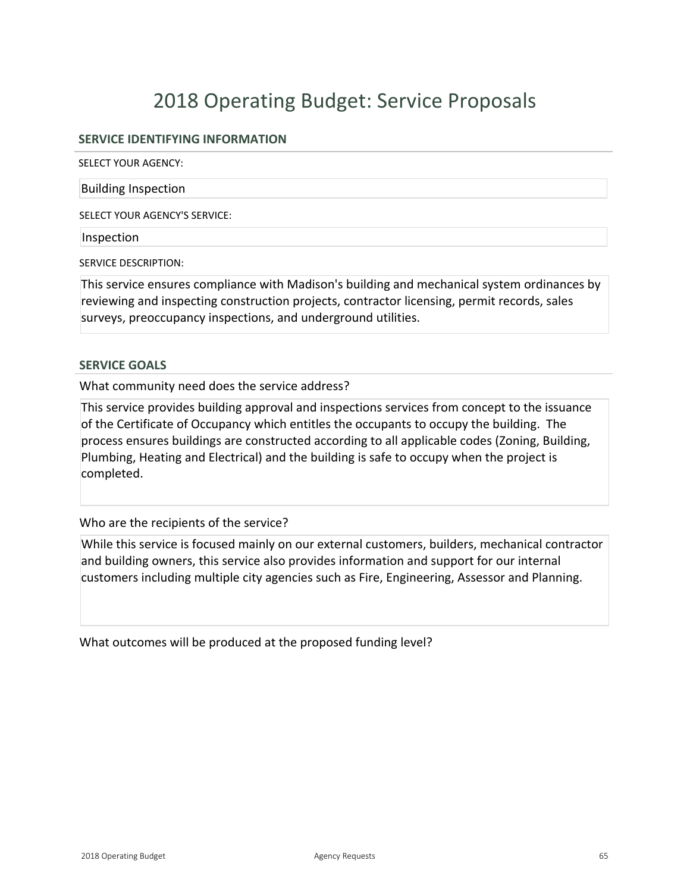# 2018 Operating Budget: Service Proposals

## SERVICE IDENTIFYING INFORMATION

SELECT YOUR AGENCY:

Building Inspection

SELECT YOUR AGENCY'S SERVICE:

Inspection

SERVICE DESCRIPTION:

This service ensures compliance with Madison's building and mechanical system ordinances by reviewing and inspecting construction projects, contractor licensing, permit records, sales surveys, preoccupancy inspections, and underground utilities.

## SERVICE GOALS

What community need does the service address?

This service provides building approval and inspections services from concept to the issuance of the Certificate of Occupancy which entitles the occupants to occupy the building. The process ensures buildings are constructed according to all applicable codes (Zoning, Building, Plumbing, Heating and Electrical) and the building is safe to occupy when the project is completed.

Who are the recipients of the service?

While this service is focused mainly on our external customers, builders, mechanical contractor and building owners, this service also provides information and support for our internal customers including multiple city agencies such as Fire, Engineering, Assessor and Planning.

What outcomes will be produced at the proposed funding level?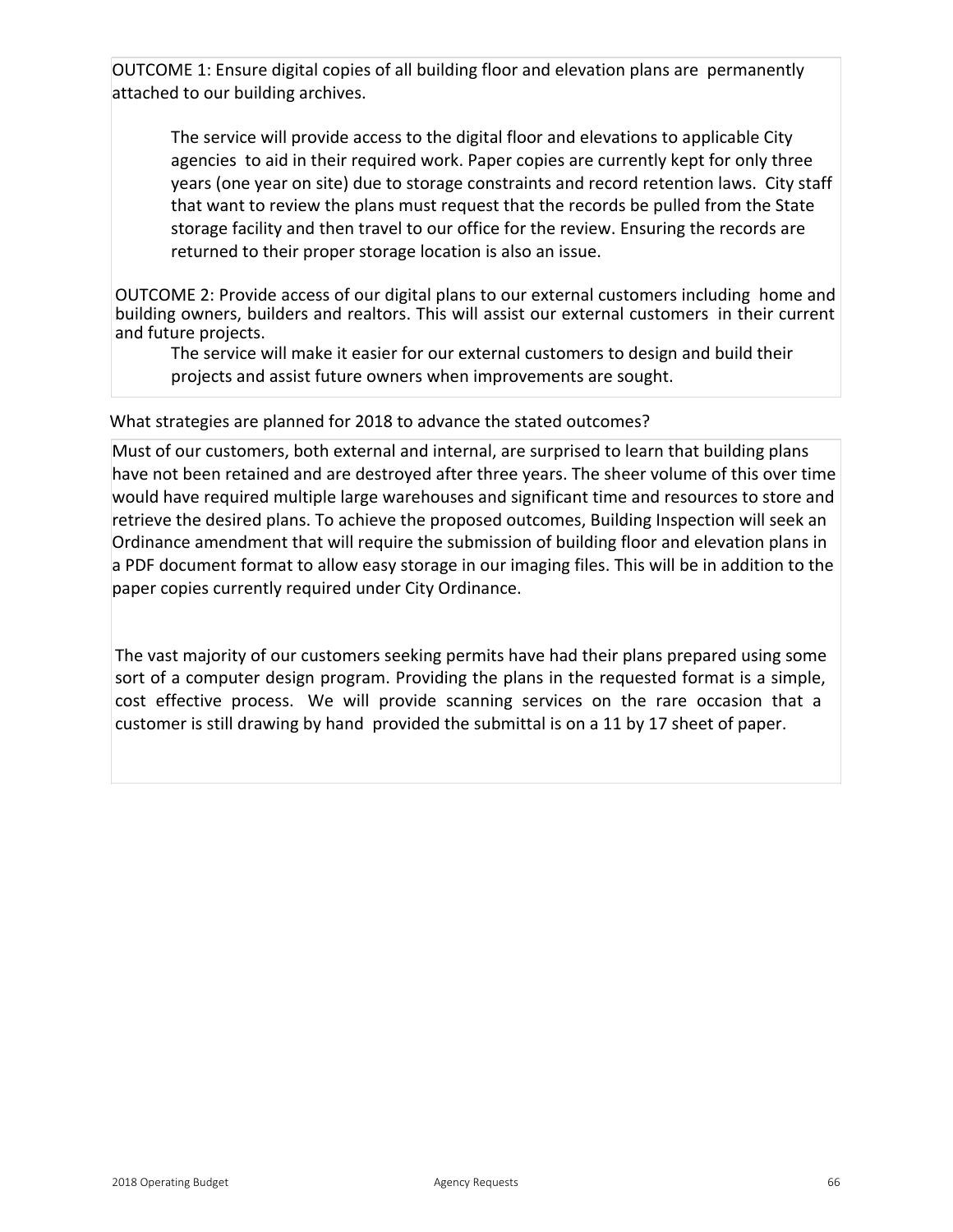OUTCOME 1: Ensure digital copies of all building floor and elevation plans are permanently attached to our building archives.

The service will provide access to the digital floor and elevations to applicable City agencies to aid in their required work. Paper copies are currently kept for only three years (one year on site) due to storage constraints and record retention laws. City staff that want to review the plans must request that the records be pulled from the State storage facility and then travel to our office for the review. Ensuring the records are returned to their proper storage location is also an issue.

OUTCOME 2: Provide access of our digital plans to our external customers including home and building owners, builders and realtors. This will assist our external customers in their current and future projects.

The service will make it easier for our external customers to design and build their projects and assist future owners when improvements are sought.

What strategies are planned for 2018 to advance the stated outcomes?

Must of our customers, both external and internal, are surprised to learn that building plans have not been retained and are destroyed after three years. The sheer volume of this over time would have required multiple large warehouses and significant time and resources to store and retrieve the desired plans. To achieve the proposed outcomes, Building Inspection will seek an Ordinance amendment that will require the submission of building floor and elevation plans in a PDF document format to allow easy storage in our imaging files. This will be in addition to the paper copies currently required under City Ordinance.

The vast majority of our customers seeking permits have had their plans prepared using some sort of a computer design program. Providing the plans in the requested format is a simple, cost effective process. We will provide scanning services on the rare occasion that a customer is still drawing by hand provided the submittal is on a 11 by 17 sheet of paper.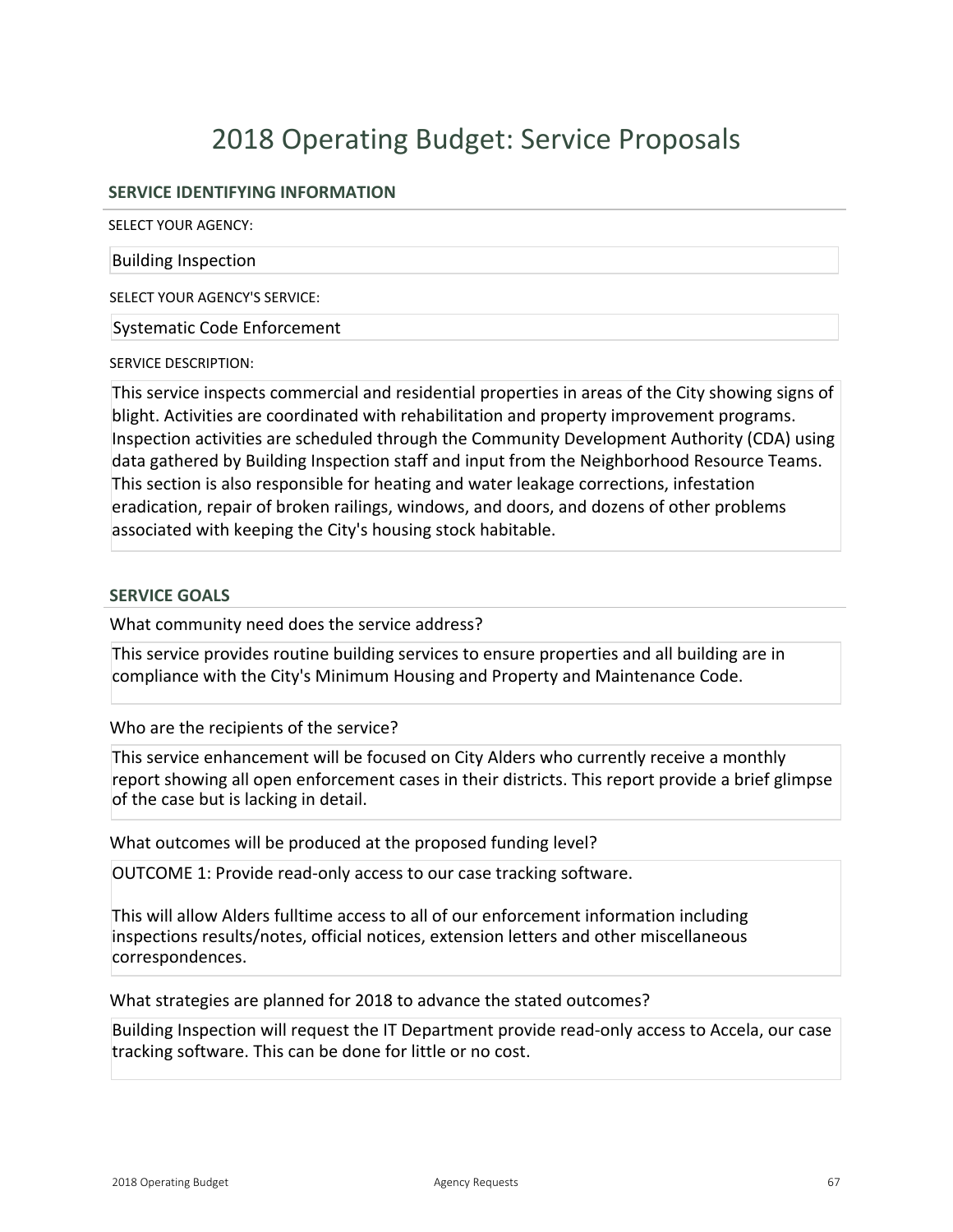# 2018 Operating Budget: Service Proposals

## SERVICE IDENTIFYING INFORMATION

SELECT YOUR AGENCY:

Building Inspection

SELECT YOUR AGENCY'S SERVICE:

Systematic Code Enforcement

SERVICE DESCRIPTION:

This service inspects commercial and residential properties in areas of the City showing signs of blight. Activities are coordinated with rehabilitation and property improvement programs. Inspection activities are scheduled through the Community Development Authority (CDA) using data gathered by Building Inspection staff and input from the Neighborhood Resource Teams. This section is also responsible for heating and water leakage corrections, infestation eradication, repair of broken railings, windows, and doors, and dozens of other problems associated with keeping the City's housing stock habitable.

## SERVICE GOALS

What community need does the service address?

This service provides routine building services to ensure properties and all building are in compliance with the City's Minimum Housing and Property and Maintenance Code.

Who are the recipients of the service?

This service enhancement will be focused on City Alders who currently receive a monthly report showing all open enforcement cases in their districts. This report provide a brief glimpse of the case but is lacking in detail.

What outcomes will be produced at the proposed funding level?

OUTCOME 1: Provide read-only access to our case tracking software.

This will allow Alders fulltime access to all of our enforcement information including inspections results/notes, official notices, extension letters and other miscellaneous correspondences.

What strategies are planned for 2018 to advance the stated outcomes?

Building Inspection will request the IT Department provide read-only access to Accela, our case tracking software. This can be done for little or no cost.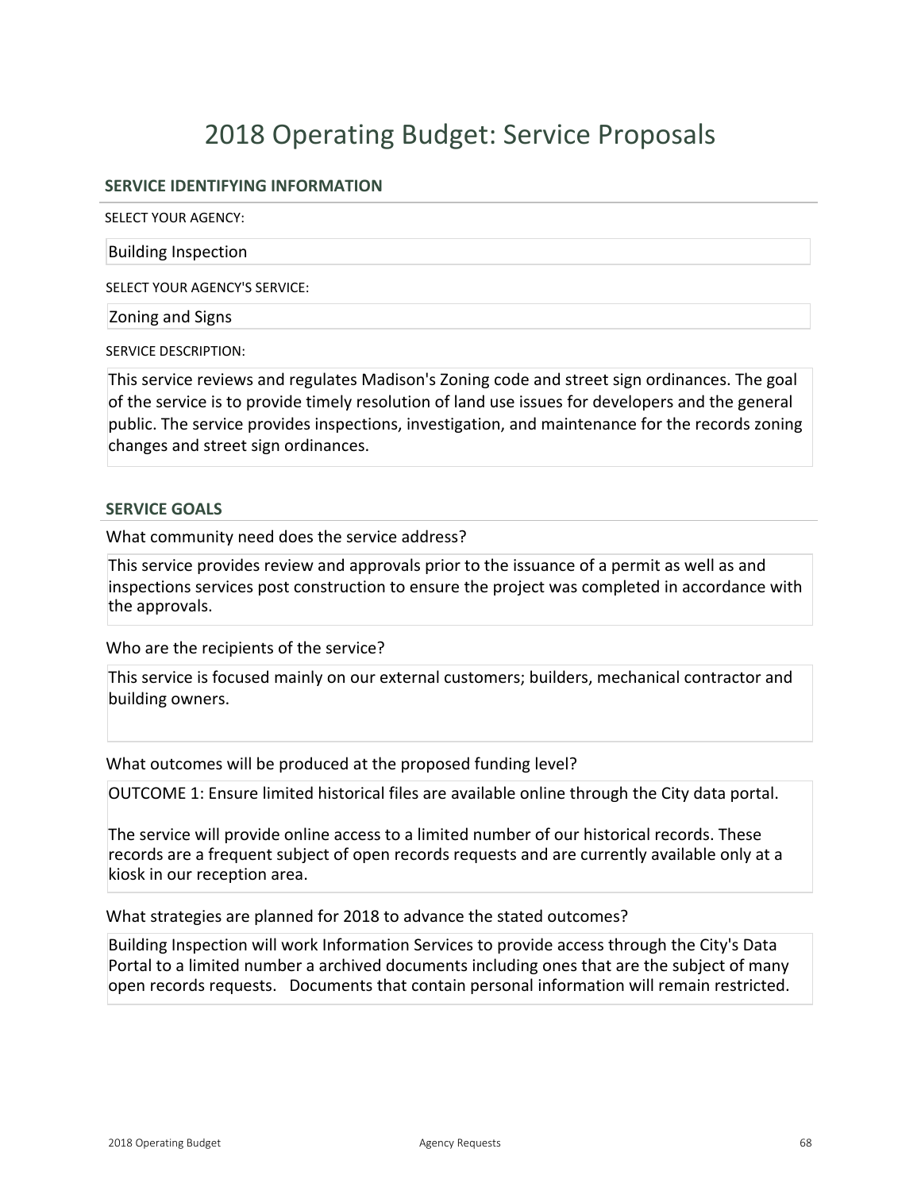# 2018 Operating Budget: Service Proposals

## SERVICE IDENTIFYING INFORMATION

SELECT YOUR AGENCY:

Building Inspection

SELECT YOUR AGENCY'S SERVICE:

Zoning and Signs

SERVICE DESCRIPTION:

This service reviews and regulates Madison's Zoning code and street sign ordinances. The goal of the service is to provide timely resolution of land use issues for developers and the general public. The service provides inspections, investigation, and maintenance for the records zoning changes and street sign ordinances.

## SERVICE GOALS

What community need does the service address?

This service provides review and approvals prior to the issuance of a permit as well as and inspections services post construction to ensure the project was completed in accordance with the approvals.

Who are the recipients of the service?

This service is focused mainly on our external customers; builders, mechanical contractor and building owners.

What outcomes will be produced at the proposed funding level?

OUTCOME 1: Ensure limited historical files are available online through the City data portal.

The service will provide online access to a limited number of our historical records. These records are a frequent subject of open records requests and are currently available only at a kiosk in our reception area.

What strategies are planned for 2018 to advance the stated outcomes?

Building Inspection will work Information Services to provide access through the City's Data Portal to a limited number a archived documents including ones that are the subject of many open records requests. Documents that contain personal information will remain restricted.